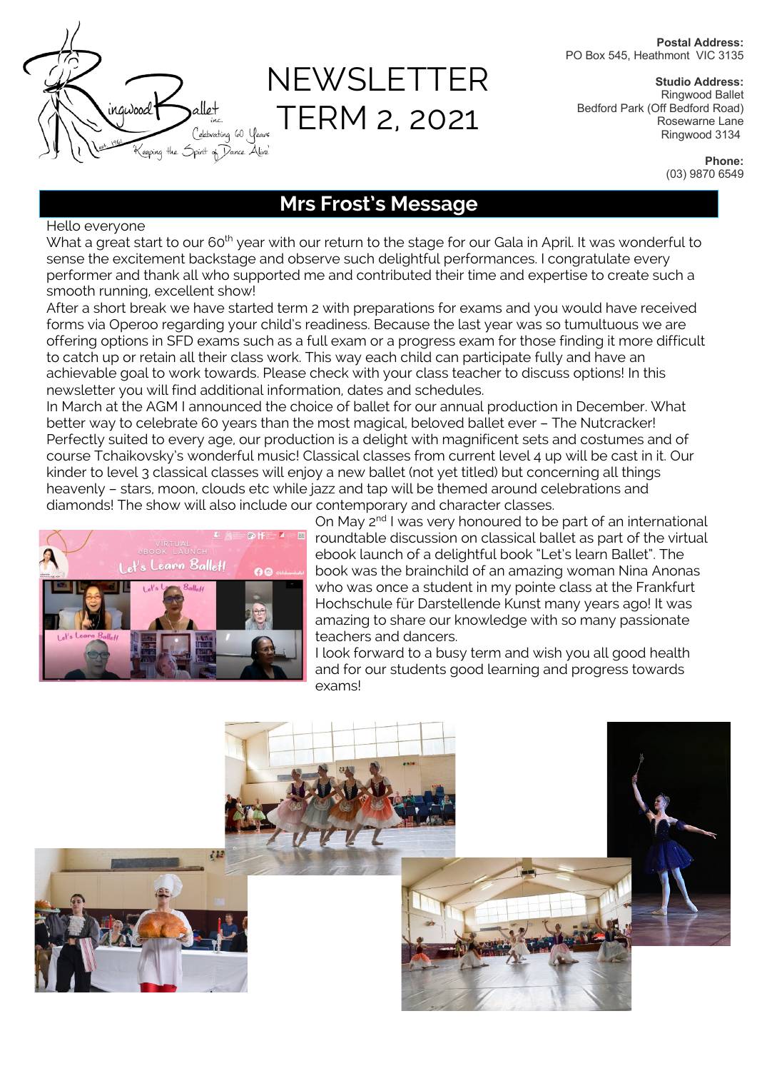# NEWSLETTER TERM 2, 2021

**Postal Address:**
PO Box 545, Heathmont VIC 3135

**Studio Address:**
Ringwood Ballet
Bedford Park (Off Bedford Road)
Rosewarne Lane
Ringwood 3134

**Phone:**
(03) 9870 6549

## Mrs Frost's Message

Hello everyone

What a great start to our 60th year with our return to the stage for our Gala in April. It was wonderful to sense the excitement backstage and observe such delightful performances. I congratulate every performer and thank all who supported me and contributed their time and expertise to create such a smooth running, excellent show!

After a short break we have started term 2 with preparations for exams and you would have received forms via Operoo regarding your child's readiness. Because the last year was so tumultuous we are offering options in SFD exams such as a full exam or a progress exam for those finding it more difficult to catch up or retain all their class work. This way each child can participate fully and have an achievable goal to work towards. Please check with your class teacher to discuss options! In this newsletter you will find additional information, dates and schedules.

In March at the AGM I announced the choice of ballet for our annual production in December. What better way to celebrate 60 years than the most magical, beloved ballet ever – The Nutcracker! Perfectly suited to every age, our production is a delight with magnificent sets and costumes and of course Tchaikovsky's wonderful music! Classical classes from current level 4 up will be cast in it. Our kinder to level 3 classical classes will enjoy a new ballet (not yet titled) but concerning all things heavenly – stars, moon, clouds etc while jazz and tap will be themed around celebrations and diamonds! The show will also include our contemporary and character classes.

On May 2nd I was very honoured to be part of an international roundtable discussion on classical ballet as part of the virtual ebook launch of a delightful book "Let's learn Ballet". The book was the brainchild of an amazing woman Nina Anonas who was once a student in my pointe class at the Frankfurt Hochschule für Darstellende Kunst many years ago! It was amazing to share our knowledge with so many passionate teachers and dancers.

I look forward to a busy term and wish you all good health and for our students good learning and progress towards exams!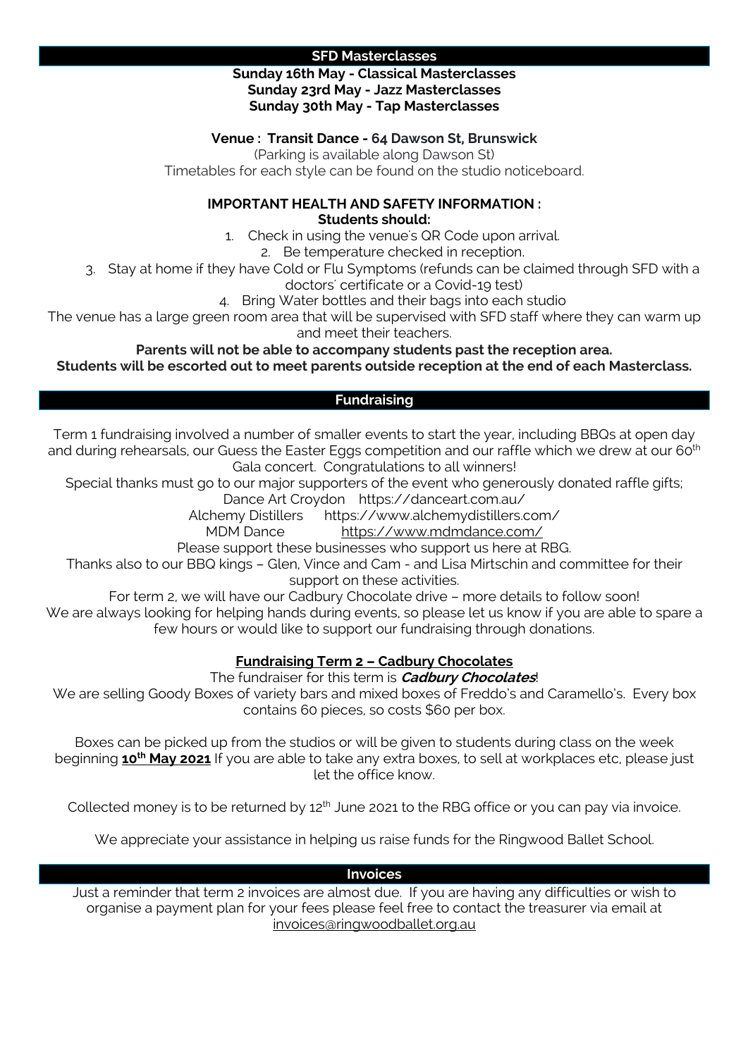## SFD Masterclasses

**Sunday 16th May - Classical Masterclasses**
**Sunday 23rd May - Jazz Masterclasses**
**Sunday 30th May - Tap Masterclasses**

**Venue : Transit Dance - 64 Dawson St, Brunswick**

(Parking is available along Dawson St)

Timetables for each style can be found on the studio noticeboard.

**IMPORTANT HEALTH AND SAFETY INFORMATION :**
**Students should:**

1. Check in using the venue's QR Code upon arrival.
2. Be temperature checked in reception.
3. Stay at home if they have Cold or Flu Symptoms (refunds can be claimed through SFD with a doctors' certificate or a Covid-19 test)
4. Bring Water bottles and their bags into each studio

The venue has a large green room area that will be supervised with SFD staff where they can warm up and meet their teachers.

**Parents will not be able to accompany students past the reception area.**
**Students will be escorted out to meet parents outside reception at the end of each Masterclass.**

## Fundraising

Term 1 fundraising involved a number of smaller events to start the year, including BBQs at open day and during rehearsals, our Guess the Easter Eggs competition and our raffle which we drew at our 60th Gala concert. Congratulations to all winners!

Special thanks must go to our major supporters of the event who generously donated raffle gifts;

Dance Art Croydon https://danceart.com.au/
Alchemy Distillers https://www.alchemydistillers.com/
MDM Dance https://www.mdmdance.com/

Please support these businesses who support us here at RBG.

Thanks also to our BBQ kings – Glen, Vince and Cam - and Lisa Mirtschin and committee for their support on these activities.

For term 2, we will have our Cadbury Chocolate drive – more details to follow soon!

We are always looking for helping hands during events, so please let us know if you are able to spare a few hours or would like to support our fundraising through donations.

### Fundraising Term 2 – Cadbury Chocolates

The fundraiser for this term is ***Cadbury Chocolates***!

We are selling Goody Boxes of variety bars and mixed boxes of Freddo's and Caramello's. Every box contains 60 pieces, so costs $60 per box.

Boxes can be picked up from the studios or will be given to students during class on the week beginning **10th May 2021** If you are able to take any extra boxes, to sell at workplaces etc, please just let the office know.

Collected money is to be returned by 12th June 2021 to the RBG office or you can pay via invoice.

We appreciate your assistance in helping us raise funds for the Ringwood Ballet School.

## Invoices

Just a reminder that term 2 invoices are almost due. If you are having any difficulties or wish to organise a payment plan for your fees please feel free to contact the treasurer via email at invoices@ringwoodballet.org.au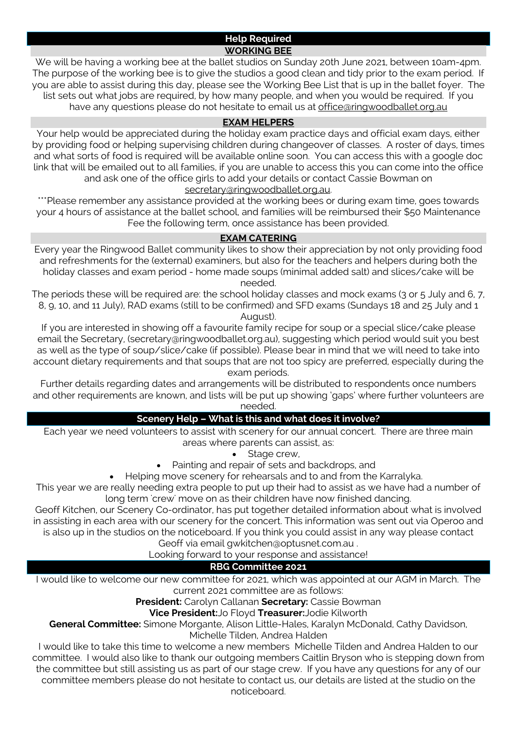## Help Required

### WORKING BEE

We will be having a working bee at the ballet studios on Sunday 20th June 2021, between 10am-4pm. The purpose of the working bee is to give the studios a good clean and tidy prior to the exam period. If you are able to assist during this day, please see the Working Bee List that is up in the ballet foyer. The list sets out what jobs are required, by how many people, and when you would be required. If you have any questions please do not hesitate to email us at office@ringwoodballet.org.au

### EXAM HELPERS

Your help would be appreciated during the holiday exam practice days and official exam days, either by providing food or helping supervising children during changeover of classes. A roster of days, times and what sorts of food is required will be available online soon. You can access this with a google doc link that will be emailed out to all families, if you are unable to access this you can come into the office and ask one of the office girls to add your details or contact Cassie Bowman on secretary@ringwoodballet.org.au.

***Please remember any assistance provided at the working bees or during exam time, goes towards your 4 hours of assistance at the ballet school, and families will be reimbursed their $50 Maintenance Fee the following term, once assistance has been provided.

### EXAM CATERING

Every year the Ringwood Ballet community likes to show their appreciation by not only providing food and refreshments for the (external) examiners, but also for the teachers and helpers during both the holiday classes and exam period - home made soups (minimal added salt) and slices/cake will be needed.

The periods these will be required are: the school holiday classes and mock exams (3 or 5 July and 6, 7, 8, 9, 10, and 11 July), RAD exams (still to be confirmed) and SFD exams (Sundays 18 and 25 July and 1 August).

If you are interested in showing off a favourite family recipe for soup or a special slice/cake please email the Secretary, (secretary@ringwoodballet.org.au), suggesting which period would suit you best as well as the type of soup/slice/cake (if possible). Please bear in mind that we will need to take into account dietary requirements and that soups that are not too spicy are preferred, especially during the exam periods.

Further details regarding dates and arrangements will be distributed to respondents once numbers and other requirements are known, and lists will be put up showing 'gaps' where further volunteers are needed.

## Scenery Help – What is this and what does it involve?

Each year we need volunteers to assist with scenery for our annual concert. There are three main areas where parents can assist, as:

- Stage crew,
- Painting and repair of sets and backdrops, and
- Helping move scenery for rehearsals and to and from the Karralyka.

This year we are really needing extra people to put up their had to assist as we have had a number of long term 'crew' move on as their children have now finished dancing.

Geoff Kitchen, our Scenery Co-ordinator, has put together detailed information about what is involved in assisting in each area with our scenery for the concert. This information was sent out via Operoo and is also up in the studios on the noticeboard. If you think you could assist in any way please contact Geoff via email gwkitchen@optusnet.com.au .

Looking forward to your response and assistance!

## RBG Committee 2021

I would like to welcome our new committee for 2021, which was appointed at our AGM in March. The current 2021 committee are as follows:

**President:** Carolyn Callanan **Secretary:** Cassie Bowman

**Vice President:** Jo Floyd **Treasurer:** Jodie Kilworth

**General Committee:** Simone Morgante, Alison Little-Hales, Karalyn McDonald, Cathy Davidson, Michelle Tilden, Andrea Halden

I would like to take this time to welcome a new members Michelle Tilden and Andrea Halden to our committee. I would also like to thank our outgoing members Caitlin Bryson who is stepping down from the committee but still assisting us as part of our stage crew. If you have any questions for any of our committee members please do not hesitate to contact us, our details are listed at the studio on the noticeboard.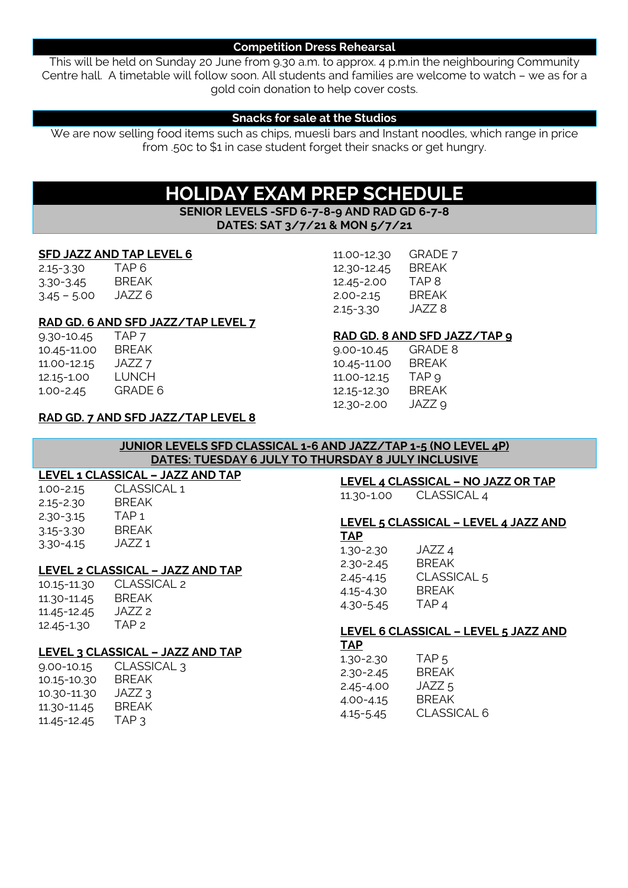### Competition Dress Rehearsal

This will be held on Sunday 20 June from 9.30 a.m. to approx. 4 p.m.in the neighbouring Community Centre hall. A timetable will follow soon. All students and families are welcome to watch – we as for a gold coin donation to help cover costs.

### Snacks for sale at the Studios

We are now selling food items such as chips, muesli bars and Instant noodles, which range in price from .50c to $1 in case student forget their snacks or get hungry.

# HOLIDAY EXAM PREP SCHEDULE

**SENIOR LEVELS -SFD 6-7-8-9 AND RAD GD 6-7-8**
**DATES: SAT 3/7/21 & MON 5/7/21**

**SFD JAZZ AND TAP LEVEL 6**

| | |
|---|---|
| 2.15-3.30 | TAP 6 |
| 3.30-3.45 | BREAK |
| 3.45 – 5.00 | JAZZ 6 |

**RAD GD. 6 AND SFD JAZZ/TAP LEVEL 7**

| | |
|---|---|
| 9.30-10.45 | TAP 7 |
| 10.45-11.00 | BREAK |
| 11.00-12.15 | JAZZ 7 |
| 12.15-1.00 | LUNCH |
| 1.00-2.45 | GRADE 6 |

**RAD GD. 7 AND SFD JAZZ/TAP LEVEL 8**

| | |
|---|---|
| 11.00-12.30 | GRADE 7 |
| 12.30-12.45 | BREAK |
| 12.45-2.00 | TAP 8 |
| 2.00-2.15 | BREAK |
| 2.15-3.30 | JAZZ 8 |

**RAD GD. 8 AND SFD JAZZ/TAP 9**

| | |
|---|---|
| 9.00-10.45 | GRADE 8 |
| 10.45-11.00 | BREAK |
| 11.00-12.15 | TAP 9 |
| 12.15-12.30 | BREAK |
| 12.30-2.00 | JAZZ 9 |

**JUNIOR LEVELS SFD CLASSICAL 1-6 AND JAZZ/TAP 1-5 (NO LEVEL 4P)**
**DATES: TUESDAY 6 JULY TO THURSDAY 8 JULY INCLUSIVE**

**LEVEL 1 CLASSICAL – JAZZ AND TAP**

| | |
|---|---|
| 1.00-2.15 | CLASSICAL 1 |
| 2.15-2.30 | BREAK |
| 2.30-3.15 | TAP 1 |
| 3.15-3.30 | BREAK |
| 3.30-4.15 | JAZZ 1 |

**LEVEL 2 CLASSICAL – JAZZ AND TAP**

| | |
|---|---|
| 10.15-11.30 | CLASSICAL 2 |
| 11.30-11.45 | BREAK |
| 11.45-12.45 | JAZZ 2 |
| 12.45-1.30 | TAP 2 |

**LEVEL 3 CLASSICAL – JAZZ AND TAP**

| | |
|---|---|
| 9.00-10.15 | CLASSICAL 3 |
| 10.15-10.30 | BREAK |
| 10.30-11.30 | JAZZ 3 |
| 11.30-11.45 | BREAK |
| 11.45-12.45 | TAP 3 |

**LEVEL 4 CLASSICAL – NO JAZZ OR TAP**

| | |
|---|---|
| 11.30-1.00 | CLASSICAL 4 |

**LEVEL 5 CLASSICAL – LEVEL 4 JAZZ AND TAP**

| | |
|---|---|
| 1.30-2.30 | JAZZ 4 |
| 2.30-2.45 | BREAK |
| 2.45-4.15 | CLASSICAL 5 |
| 4.15-4.30 | BREAK |
| 4.30-5.45 | TAP 4 |

**LEVEL 6 CLASSICAL – LEVEL 5 JAZZ AND TAP**

| | |
|---|---|
| 1.30-2.30 | TAP 5 |
| 2.30-2.45 | BREAK |
| 2.45-4.00 | JAZZ 5 |
| 4.00-4.15 | BREAK |
| 4.15-5.45 | CLASSICAL 6 |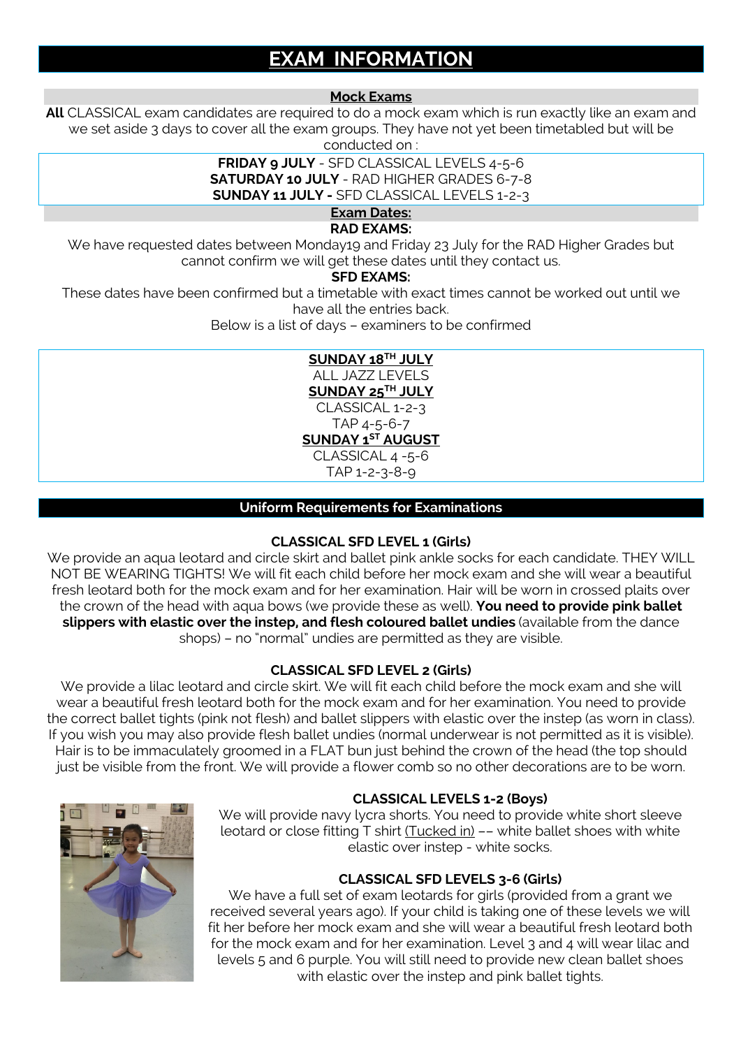# EXAM INFORMATION

## Mock Exams

**All** CLASSICAL exam candidates are required to do a mock exam which is run exactly like an exam and we set aside 3 days to cover all the exam groups. They have not yet been timetabled but will be conducted on :

**FRIDAY 9 JULY** - SFD CLASSICAL LEVELS 4-5-6
**SATURDAY 10 JULY** - RAD HIGHER GRADES 6-7-8
**SUNDAY 11 JULY -** SFD CLASSICAL LEVELS 1-2-3

## Exam Dates:

**RAD EXAMS:**

We have requested dates between Monday19 and Friday 23 July for the RAD Higher Grades but cannot confirm we will get these dates until they contact us.

**SFD EXAMS:**

These dates have been confirmed but a timetable with exact times cannot be worked out until we have all the entries back.

Below is a list of days – examiners to be confirmed

**SUNDAY 18TH JULY**
ALL JAZZ LEVELS

**SUNDAY 25TH JULY**
CLASSICAL 1-2-3
TAP 4-5-6-7

**SUNDAY 1ST AUGUST**
CLASSICAL 4 -5-6
TAP 1-2-3-8-9

## Uniform Requirements for Examinations

### CLASSICAL SFD LEVEL 1 (Girls)

We provide an aqua leotard and circle skirt and ballet pink ankle socks for each candidate. THEY WILL NOT BE WEARING TIGHTS! We will fit each child before her mock exam and she will wear a beautiful fresh leotard both for the mock exam and for her examination. Hair will be worn in crossed plaits over the crown of the head with aqua bows (we provide these as well). **You need to provide pink ballet slippers with elastic over the instep, and flesh coloured ballet undies** (available from the dance shops) – no "normal" undies are permitted as they are visible.

### CLASSICAL SFD LEVEL 2 (Girls)

We provide a lilac leotard and circle skirt. We will fit each child before the mock exam and she will wear a beautiful fresh leotard both for the mock exam and for her examination. You need to provide the correct ballet tights (pink not flesh) and ballet slippers with elastic over the instep (as worn in class). If you wish you may also provide flesh ballet undies (normal underwear is not permitted as it is visible). Hair is to be immaculately groomed in a FLAT bun just behind the crown of the head (the top should just be visible from the front. We will provide a flower comb so no other decorations are to be worn.

### CLASSICAL LEVELS 1-2 (Boys)

We will provide navy lycra shorts. You need to provide white short sleeve leotard or close fitting T shirt (Tucked in) –– white ballet shoes with white elastic over instep - white socks.

### CLASSICAL SFD LEVELS 3-6 (Girls)

We have a full set of exam leotards for girls (provided from a grant we received several years ago). If your child is taking one of these levels we will fit her before her mock exam and she will wear a beautiful fresh leotard both for the mock exam and for her examination. Level 3 and 4 will wear lilac and levels 5 and 6 purple. You will still need to provide new clean ballet shoes with elastic over the instep and pink ballet tights.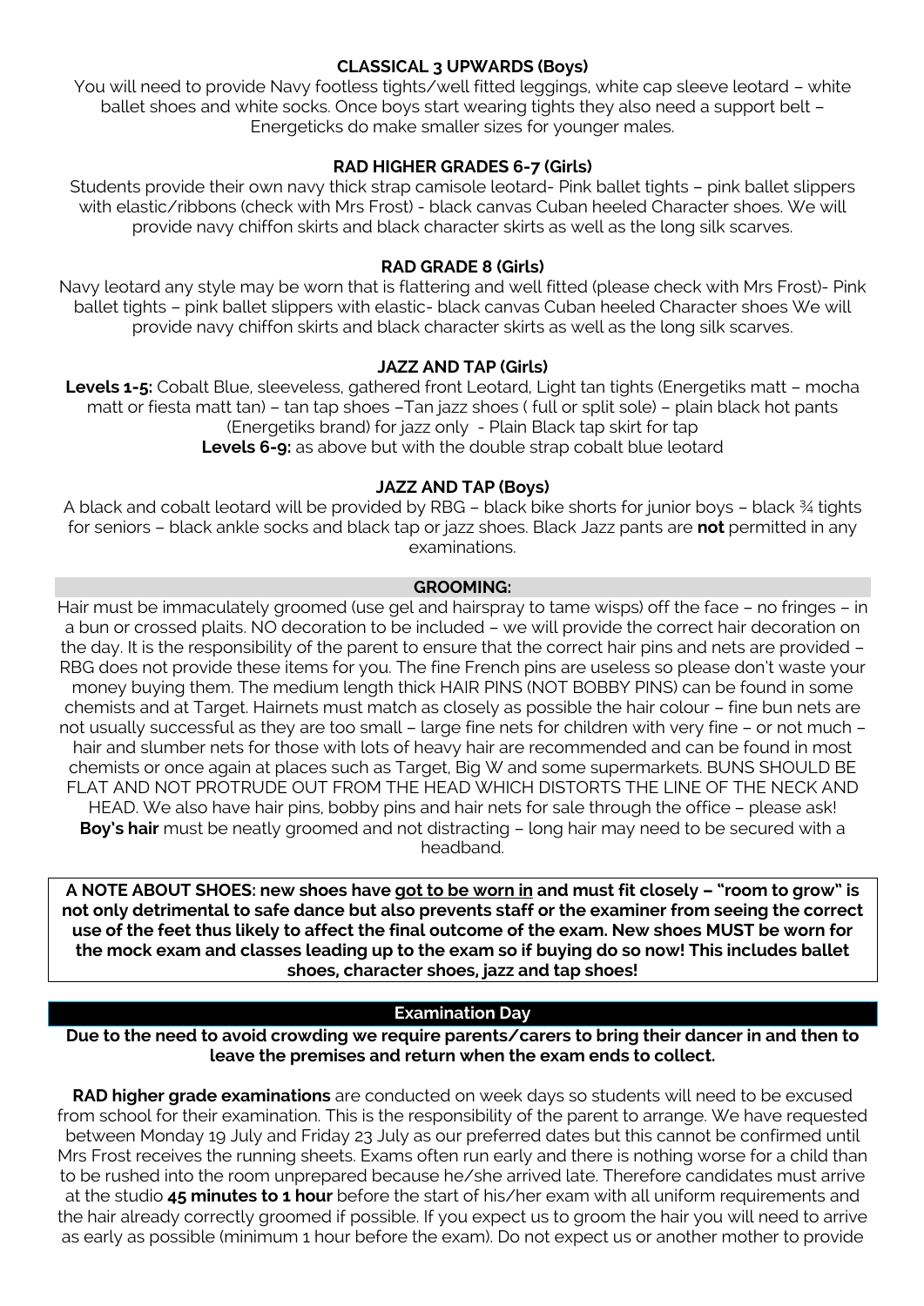### CLASSICAL 3 UPWARDS (Boys)

You will need to provide Navy footless tights/well fitted leggings, white cap sleeve leotard – white ballet shoes and white socks. Once boys start wearing tights they also need a support belt – Energeticks do make smaller sizes for younger males.

### RAD HIGHER GRADES 6-7 (Girls)

Students provide their own navy thick strap camisole leotard- Pink ballet tights – pink ballet slippers with elastic/ribbons (check with Mrs Frost) - black canvas Cuban heeled Character shoes. We will provide navy chiffon skirts and black character skirts as well as the long silk scarves.

### RAD GRADE 8 (Girls)

Navy leotard any style may be worn that is flattering and well fitted (please check with Mrs Frost)- Pink ballet tights – pink ballet slippers with elastic- black canvas Cuban heeled Character shoes We will provide navy chiffon skirts and black character skirts as well as the long silk scarves.

### JAZZ AND TAP (Girls)

**Levels 1-5:** Cobalt Blue, sleeveless, gathered front Leotard, Light tan tights (Energetiks matt – mocha matt or fiesta matt tan) – tan tap shoes –Tan jazz shoes ( full or split sole) – plain black hot pants (Energetiks brand) for jazz only - Plain Black tap skirt for tap
**Levels 6-9:** as above but with the double strap cobalt blue leotard

### JAZZ AND TAP (Boys)

A black and cobalt leotard will be provided by RBG – black bike shorts for junior boys – black ¾ tights for seniors – black ankle socks and black tap or jazz shoes. Black Jazz pants are **not** permitted in any examinations.

### GROOMING:

Hair must be immaculately groomed (use gel and hairspray to tame wisps) off the face – no fringes – in a bun or crossed plaits. NO decoration to be included – we will provide the correct hair decoration on the day. It is the responsibility of the parent to ensure that the correct hair pins and nets are provided – RBG does not provide these items for you. The fine French pins are useless so please don't waste your money buying them. The medium length thick HAIR PINS (NOT BOBBY PINS) can be found in some chemists and at Target. Hairnets must match as closely as possible the hair colour – fine bun nets are not usually successful as they are too small – large fine nets for children with very fine – or not much – hair and slumber nets for those with lots of heavy hair are recommended and can be found in most chemists or once again at places such as Target, Big W and some supermarkets. BUNS SHOULD BE FLAT AND NOT PROTRUDE OUT FROM THE HEAD WHICH DISTORTS THE LINE OF THE NECK AND HEAD. We also have hair pins, bobby pins and hair nets for sale through the office – please ask!
**Boy's hair** must be neatly groomed and not distracting – long hair may need to be secured with a headband.

**A NOTE ABOUT SHOES: new shoes have <u>got to be worn in</u> and must fit closely – "room to grow" is not only detrimental to safe dance but also prevents staff or the examiner from seeing the correct use of the feet thus likely to affect the final outcome of the exam. New shoes MUST be worn for the mock exam and classes leading up to the exam so if buying do so now! This includes ballet shoes, character shoes, jazz and tap shoes!**

## Examination Day

**Due to the need to avoid crowding we require parents/carers to bring their dancer in and then to leave the premises and return when the exam ends to collect.**

**RAD higher grade examinations** are conducted on week days so students will need to be excused from school for their examination. This is the responsibility of the parent to arrange. We have requested between Monday 19 July and Friday 23 July as our preferred dates but this cannot be confirmed until Mrs Frost receives the running sheets. Exams often run early and there is nothing worse for a child than to be rushed into the room unprepared because he/she arrived late. Therefore candidates must arrive at the studio **45 minutes to 1 hour** before the start of his/her exam with all uniform requirements and the hair already correctly groomed if possible. If you expect us to groom the hair you will need to arrive as early as possible (minimum 1 hour before the exam). Do not expect us or another mother to provide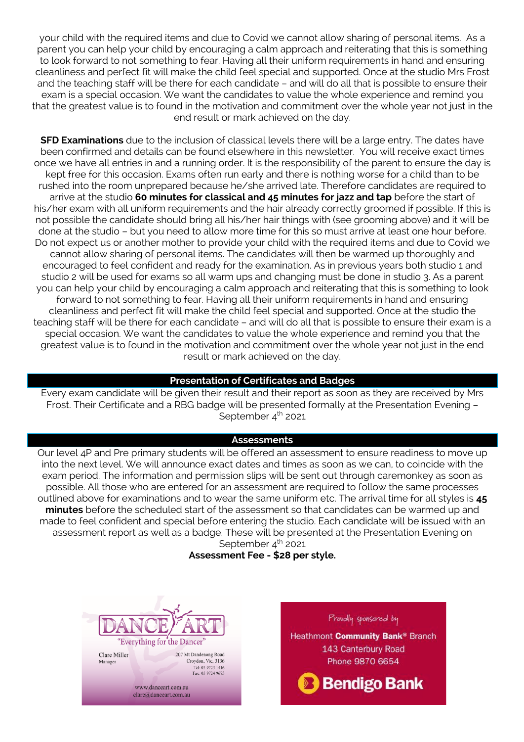your child with the required items and due to Covid we cannot allow sharing of personal items. As a parent you can help your child by encouraging a calm approach and reiterating that this is something to look forward to not something to fear. Having all their uniform requirements in hand and ensuring cleanliness and perfect fit will make the child feel special and supported. Once at the studio Mrs Frost and the teaching staff will be there for each candidate – and will do all that is possible to ensure their exam is a special occasion. We want the candidates to value the whole experience and remind you that the greatest value is to found in the motivation and commitment over the whole year not just in the end result or mark achieved on the day.

**SFD Examinations** due to the inclusion of classical levels there will be a large entry. The dates have been confirmed and details can be found elsewhere in this newsletter. You will receive exact times once we have all entries in and a running order. It is the responsibility of the parent to ensure the day is kept free for this occasion. Exams often run early and there is nothing worse for a child than to be rushed into the room unprepared because he/she arrived late. Therefore candidates are required to arrive at the studio **60 minutes for classical and 45 minutes for jazz and tap** before the start of his/her exam with all uniform requirements and the hair already correctly groomed if possible. If this is not possible the candidate should bring all his/her hair things with (see grooming above) and it will be done at the studio – but you need to allow more time for this so must arrive at least one hour before. Do not expect us or another mother to provide your child with the required items and due to Covid we cannot allow sharing of personal items. The candidates will then be warmed up thoroughly and encouraged to feel confident and ready for the examination. As in previous years both studio 1 and studio 2 will be used for exams so all warm ups and changing must be done in studio 3. As a parent you can help your child by encouraging a calm approach and reiterating that this is something to look forward to not something to fear. Having all their uniform requirements in hand and ensuring cleanliness and perfect fit will make the child feel special and supported. Once at the studio the teaching staff will be there for each candidate – and will do all that is possible to ensure their exam is a special occasion. We want the candidates to value the whole experience and remind you that the greatest value is to found in the motivation and commitment over the whole year not just in the end result or mark achieved on the day.

## Presentation of Certificates and Badges

Every exam candidate will be given their result and their report as soon as they are received by Mrs Frost. Their Certificate and a RBG badge will be presented formally at the Presentation Evening – September 4th 2021

## Assessments

Our level 4P and Pre primary students will be offered an assessment to ensure readiness to move up into the next level. We will announce exact dates and times as soon as we can, to coincide with the exam period. The information and permission slips will be sent out through caremonkey as soon as possible. All those who are entered for an assessment are required to follow the same processes outlined above for examinations and to wear the same uniform etc. The arrival time for all styles is **45 minutes** before the scheduled start of the assessment so that candidates can be warmed up and made to feel confident and special before entering the studio. Each candidate will be issued with an assessment report as well as a badge. These will be presented at the Presentation Evening on September 4th 2021

**Assessment Fee - $28 per style.**

DANCE ART
"Everything for the Dancer"
Clare Miller
Manager
207 Mt Dandenong Road
Croydon, Vic, 3136
Tel: 03 9723 1416
Fax: 03 9724 9673
www.danceart.com.au
clare@danceart.com.au

Proudly sponsored by
Heathmont **Community Bank®** Branch
143 Canterbury Road
Phone 9870 6654
Bendigo Bank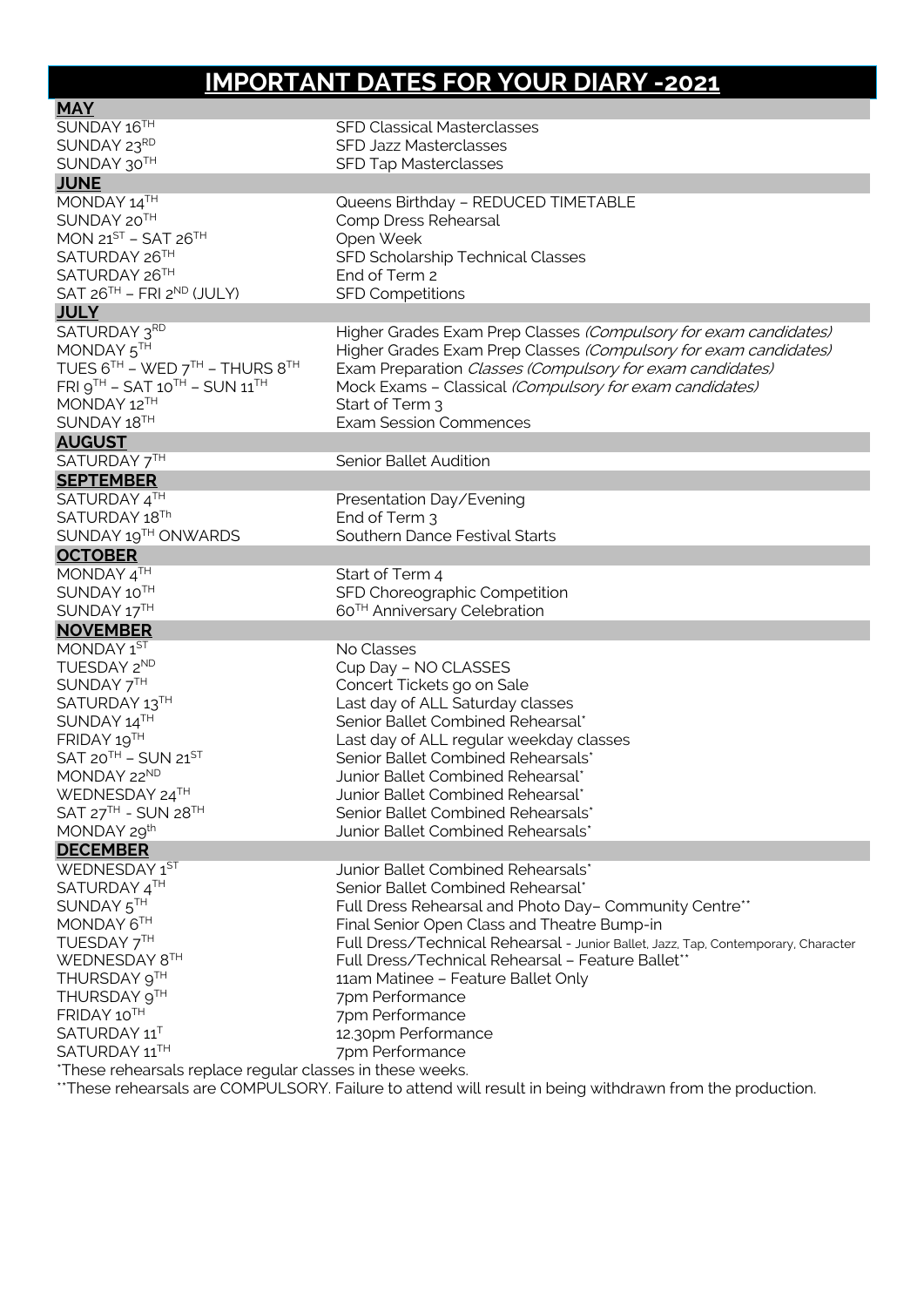# IMPORTANT DATES FOR YOUR DIARY -2021

| | |
|---|---|
| **MAY** | |
| SUNDAY 16TH | SFD Classical Masterclasses |
| SUNDAY 23RD | SFD Jazz Masterclasses |
| SUNDAY 30TH | SFD Tap Masterclasses |
| **JUNE** | |
| MONDAY 14TH | Queens Birthday – REDUCED TIMETABLE |
| SUNDAY 20TH | Comp Dress Rehearsal |
| MON 21ST – SAT 26TH | Open Week |
| SATURDAY 26TH | SFD Scholarship Technical Classes |
| SATURDAY 26TH | End of Term 2 |
| SAT 26TH – FRI 2ND (JULY) | SFD Competitions |
| **JULY** | |
| SATURDAY 3RD | Higher Grades Exam Prep Classes *(Compulsory for exam candidates)* |
| MONDAY 5TH | Higher Grades Exam Prep Classes *(Compulsory for exam candidates)* |
| TUES 6TH – WED 7TH – THURS 8TH | Exam Preparation *Classes (Compulsory for exam candidates)* |
| FRI 9TH – SAT 10TH – SUN 11TH | Mock Exams – Classical *(Compulsory for exam candidates)* |
| MONDAY 12TH | Start of Term 3 |
| SUNDAY 18TH | Exam Session Commences |
| **AUGUST** | |
| SATURDAY 7TH | Senior Ballet Audition |
| **SEPTEMBER** | |
| SATURDAY 4TH | Presentation Day/Evening |
| SATURDAY 18Th | End of Term 3 |
| SUNDAY 19TH ONWARDS | Southern Dance Festival Starts |
| **OCTOBER** | |
| MONDAY 4TH | Start of Term 4 |
| SUNDAY 10TH | SFD Choreographic Competition |
| SUNDAY 17TH | 60TH Anniversary Celebration |
| **NOVEMBER** | |
| MONDAY 1ST | No Classes |
| TUESDAY 2ND | Cup Day – NO CLASSES |
| SUNDAY 7TH | Concert Tickets go on Sale |
| SATURDAY 13TH | Last day of ALL Saturday classes |
| SUNDAY 14TH | Senior Ballet Combined Rehearsal* |
| FRIDAY 19TH | Last day of ALL regular weekday classes |
| SAT 20TH – SUN 21ST | Senior Ballet Combined Rehearsals* |
| MONDAY 22ND | Junior Ballet Combined Rehearsal* |
| WEDNESDAY 24TH | Junior Ballet Combined Rehearsal* |
| SAT 27TH - SUN 28TH | Senior Ballet Combined Rehearsals* |
| MONDAY 29th | Junior Ballet Combined Rehearsals* |
| **DECEMBER** | |
| WEDNESDAY 1ST | Junior Ballet Combined Rehearsals* |
| SATURDAY 4TH | Senior Ballet Combined Rehearsal* |
| SUNDAY 5TH | Full Dress Rehearsal and Photo Day– Community Centre** |
| MONDAY 6TH | Final Senior Open Class and Theatre Bump-in |
| TUESDAY 7TH | Full Dress/Technical Rehearsal - Junior Ballet, Jazz, Tap, Contemporary, Character |
| WEDNESDAY 8TH | Full Dress/Technical Rehearsal – Feature Ballet** |
| THURSDAY 9TH | 11am Matinee – Feature Ballet Only |
| THURSDAY 9TH | 7pm Performance |
| FRIDAY 10TH | 7pm Performance |
| SATURDAY 11T | 12.30pm Performance |
| SATURDAY 11TH | 7pm Performance |

*These rehearsals replace regular classes in these weeks.

**These rehearsals are COMPULSORY. Failure to attend will result in being withdrawn from the production.